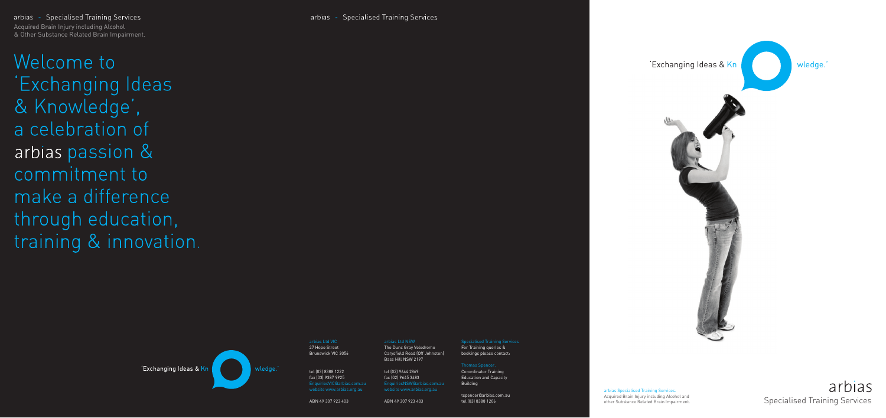arbias - Specialised Training Services

Acquired Brain Injury including Alcohol & Other Substance Related Brain Impairment.

# Welcome to 'Exchanging Ideas & Knowledge', a celebration of arbias passion & commitment to make a difference through education, training & innovation.

'Exchanging Ideas & Kn wledge.'

arbias - Specialised Training Services

**arbias Ltd VIC**
27 Hope Street
Brunswick VIC 3056

tel (03) 8388 1222
fax (03) 9387 9925
EnquiriesVIC@arbias.com.au
website www.arbias.org.au

ABN 49 307 923 403

**arbias Ltd NSW**
The Dunc Gray Velodrome
Carysfield Road (Off Johnston)
Bass Hill NSW 2197

tel (02) 9644 2869
fax (02) 9645 3483
EnquiriesNSW@arbias.com.au
website www.arbias.org.au

ABN 49 307 923 403

**Specialised Training Services**
For Training queries & bookings please contact:

**Thomas Spencer,**
Co-ordinator Training Education and Capacity Building

tspencer@arbias.com.au
tel (03) 8388 1206

'Exchanging Ideas & Kn wledge.'

arbias Specialised Training Services.
Acquired Brain Injury including Alcohol and other Substance Related Brain Impairment.

arbias
Specialised Training Services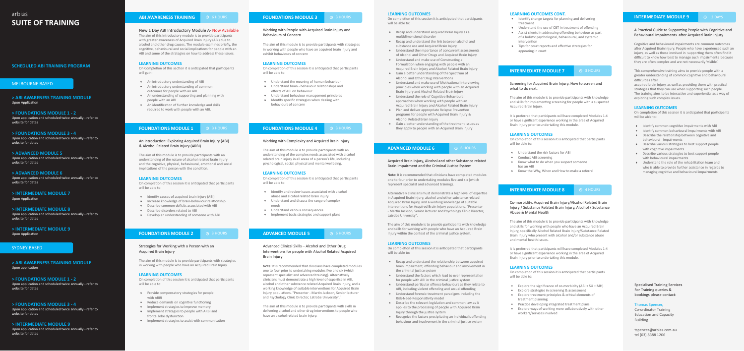arbias

# SUITE OF TRAINING

## SCHEDULED ABI TRAINING PROGRAM

### MELBOURNE BASED

**> ABI AWARENESS TRAINING MODULE**
Upon Application

**> FOUNDATIONS MODULE 1 - 2**
Upon application and scheduled twice annually - refer to website for dates

**> FOUNDATIONS MODULE 3 - 4**
Upon application and scheduled twice annually - refer to website for dates

**> ADVANCED MODULE 5**
Upon application and scheduled twice annually - refer to website for dates

**> ADVANCED MODULE 6**
Upon application and scheduled twice annually - refer to website for dates

**> INTERMEDIATE MODULE 7**
Upon Application

**> INTERMEDIATE MODULE 8**
Upon application and scheduled twice annually - refer to website for dates

**> INTERMEDIATE MODULE 9**
Upon Application

### SYDNEY BASED

**> ABI AWARENESS TRAINING MODULE**
Upon application

**> FOUNDATIONS MODULE 1 - 2**
Upon application and scheduled twice annually - refer to website for dates

**> FOUNDATIONS MODULE 3 - 4**
Upon application and scheduled twice annually - refer to website for dates

**> INTERMEDIATE MODULE 9**
Upon application and scheduled twice annually - refer to website for dates

## ABI AWARENESS TRAINING — 6 HOURS

New 1 Day ABI Introductory Module A- Now Available

The aim of this introductory module is to provide participants with greater awareness of Acquired Brain Injury (ABI) due to alcohol and other drug causes. The module examines briefly, the cognitive, behavioural and social implications for people with an ABI and some of the strategies on how to address these issues.

### LEARNING OUTCOMES

On completion of this section it is anticipated that participants will gain:

- An introductory understanding of ABI
- An introductory understanding of common outcomes for people with an ABI
- An understanding of supporting and planning with people with an ABI
- An identification of further knowledge and skills required to work with people with an ABI.

## FOUNDATIONS MODULE 1 — 3 HOURS

An introduction: Exploring Acquired Brain Injury (ABI) & Alcohol Related Brain Injury (ARBI)

The aim of this module is to provide participants with an understanding of the nature of alcohol related brain injury and the cognitive, physical, behavioural, emotional and social implications of the person with the condition.

### LEARNING OUTCOMES

On completion of this session it is anticipated that participants will be able to:

- Identify causes of acquired brain injury (ABI)
- Increase knowledge of brain-behaviour relationship
- Describe common deficits associated with ABI
- Describe disorders related to ABI
- Develop an understanding of someone with ABI

## FOUNDATIONS MODULE 2 — 3 HOURS

Strategies for Working with a Person with an Acquired Brain Injury

The aim of this module is to provide participants with strategies in working with people who have an Acquired Brain Injury.

### LEARNING OUTCOMES

On completion of this session it is anticipated that participants will be able to:

- Provide compensatory strategies for people with ARBI
- Reduce demands on cognitive functioning
- Implement strategies to improve memory
- Implement strategies to people with ARBI and frontal lobe dysfunction
- Implement strategies to assist with communication

## FOUNDATIONS MODULE 3 — 3 HOURS

Working with People with Acquired Brain Injury and Behaviours of Concern

The aim of this module is to provide participants with strategies in working with people who have an acquired brain injury and exhibit behaviours of concern

### LEARNING OUTCOMES

On completion of this session it is anticipated that participants will be able to:

- Understand the meaning of human behaviour
- Understand brain - behaviour relationships and effects of ABI on behaviour
- Understand behaviour management principles
- Identify specific strategies when dealing with behaviours of concern

## FOUNDATIONS MODULE 4 — 3 HOURS

Working with Complexity and Acquired Brain Injury

The aim of this module is to provide participants with an understanding of the complex needs associated with alcohol related brain injury in all areas of a person's life, including psychological, social, physical and mental wellbeing.

### LEARNING OUTCOMES

On completion of this session it is anticipated that participants will be able to:

- Identify and review issues associated with alcohol abuse and alcohol related brain injury
- Understand and discuss the range of complex needs
- Understand various consequences
- Implement basic strategies and support plans

## ADVANCED MODULE 5 — 6 HOURS

Advanced Clinical Skills – Alcohol and Other Drug Interventions for people with Alcohol Related Acquired Brain Injury

**Note:** It is recommended that clinicians have completed modules one to four prior to undertaking modules five and six (which represent specialist and advanced training). Alternatively clinicians must demonstrate a high level of expertise in ABI, alcohol and other substance related Acquired Brain Injury, and a working knowledge of suitable interventions for Acquired Brain Injury populations. "Presenter - Martin Jackson, Senior lecturer and Psychology Clinic Director, Latrobe University".

The aim of this module is to provide participants with skills in delivering alcohol and other drug interventions to people who have an alcohol related brain injury.

### LEARNING OUTCOMES

On completion of this session it is anticipated that participants will be able to:

- Recap and understand Acquired Brain Injury as a multidimensional disorder
- Recap and understand the link between alcohol and substance use and Acquired Brain Injury
- Understand the importance of concurrent assessments of Alcohol and Other Drugs and Acquired Brain Injury
- Understand and make use of Constructing a Formulation when engaging with people with an Acquired Brain Injury and Alcohol Related Brain Injury
- Gain a better understanding of the Spectrum of Alcohol and Other Drug Interventions
- Understand and make use of Motivational Interviewing principles when working with people with an Acquired Brain Injury and Alcohol Related Brain Injury
- Understand the role of Cognitive Behavioural approaches when working with people with an Acquired Brain Injury and Alcohol Related Brain Injury
- Plan and deliver appropriate Relapse Prevention programs for people with Acquired Brain Injury & Alcohol Related Brain Injury
- Gain a better understanding of the treatment issues as they apply to people with an Acquired Brain Injury

## ADVANCED MODULE 6 — 6 HOURS

Acquired Brain Injury, Alcohol and other Substance related Brain Impairment and the Criminal Justice System

**Note:** It is recommended that clinicians have completed modules one to four prior to undertaking modules five and six (which represent specialist and advanced training).

Alternatively clinicians must demonstrate a high level of expertise in Acquired Brain Injury, alcohol and other substance related Acquired Brain Injury, and a working knowledge of suitable interventions for Acquired Brain Injury populations. "Presenter - Martin Jackson, Senior lecturer and Psychology Clinic Director, Latrobe University".

The aim of this module is to provide participants with knowledge and skills for working with people who have an Acquired Brain Injury within the context of the criminal justice system.

### LEARNING OUTCOMES

On completion of this session it is anticipated that participants will be able to:

- Recap and understand the relationship between acquired brain impairment, offending behaviour and involvement in the criminal justice system
- Understand the factors which lead to over representation for people with ABI in the criminal justice system
- Understand particular offence behaviours as they relate to ABI, including violent offending and sexual offending
- Understand forensic treatment paradigms including the Risk-Need-Responsivity model
- Describe the relevant legislation and common law as it applies to the processing of people with Acquired Brain Injury through the justice system
- Recognise the factors precipitating an individual's offending behaviour and involvement in the criminal justice system

### LEARNING OUTCOMES CONT.

- Identify change targets for planning and delivering treatment
- Understand the use of CBT in treatment of offending
- Assist clients in addressing offending behaviour as part of a holistic psychological, behavioural, and systemic intervention
- Tips for court reports and effective strategies for appearing in court

## INTERMEDIATE MODULE 7 — 3 HOURS

Screening for Acquired Brain Injury. How to screen and what to do next.

The aim of this module is to provide participants with knowledge and skills for implementing screening for people with a suspected Acquired Brain Injury.

It is preferred that participants will have completed Modules 1-4 or have significant experience working in the area of Acquired Brain Injury prior to undertaking this module.

### LEARNING OUTCOMES

On completion of this session it is anticipated that participants will be able to:

- Understand the risk factors for ABI
- Conduct ABI screening
- Know what to do when you suspect someone has an ABI
- Know the Why, When and How to make a referral

## INTERMEDIATE MODULE 8 — 4 HOURS

Co-morbidity. Acquired Brain Injury/Alcohol Related Brain Injury / Substance Related Brain Injury, Alcohol / Substance Abuse & Mental Health

The aim of this module is to provide participants with knowledge and skills for working with people who have an Acquired Brain Injury, specifically Alcohol Related Brain Injury/Substance Related Brain Injury who present with alcohol and/or substance abuse and mental health issues.

It is preferred that participants will have completed Modules 1-4 or have significant experience working in the area of Acquired Brain Injury prior to undertaking this module.

### LEARNING OUTCOMES

On completion of this session it is anticipated that participants will be able to:

- Explore the significance of co-morbidity (ABI + SU + MH)
- Explore strategies in screening & assessment
- Explore treatment principles & critical elements of treatment planning
- Practice developing integrated treatment plans
- Explore ways of working more collaboratively with other workers/services involved

## INTERMEDIATE MODULE 9 — 2 DAYS

A Practical Guide to Supporting People with Cognitive and Behavioural Impairments after Acquired Brain Injury

Cognitive and behavioural impairments are common outcomes after Acquired Brain Injury. People who have experienced such an injury, as well as those involved in supporting them often find it difficult to know how best to manage such impairments because they are often complex and are not necessarily 'visible'.

This comprehensive training aims to provide people with a greater understanding of common cognitive and behavioural difficulties after acquired brain injury, as well as providing them with practical strategies that they can use when supporting such people. The training aims to be interactive and experiential as a way of exploring such complex issues.

### LEARNING OUTCOMES

On completion of this session it is anticipated that participants will be able to:

- Identify common cognitive impairments with ABI
- Identify common behavioural impairments with ABI
- Describe the relationship between cognitive and behavioural impairments
- Describe various strategies to best support people with cognitive impairments
- Describe various strategies to best support people with behavioural impairments
- Understand the role of the rehabilitation team and who is able to provide further assistance in regards to managing cognitive and behavioural impairments

Specialised Training Services
For Training queries & bookings please contact:

Thomas Spencer,
Co-ordinator Training Education and Capacity Building

tspencer@arbias.com.au
tel (03) 8388 1206